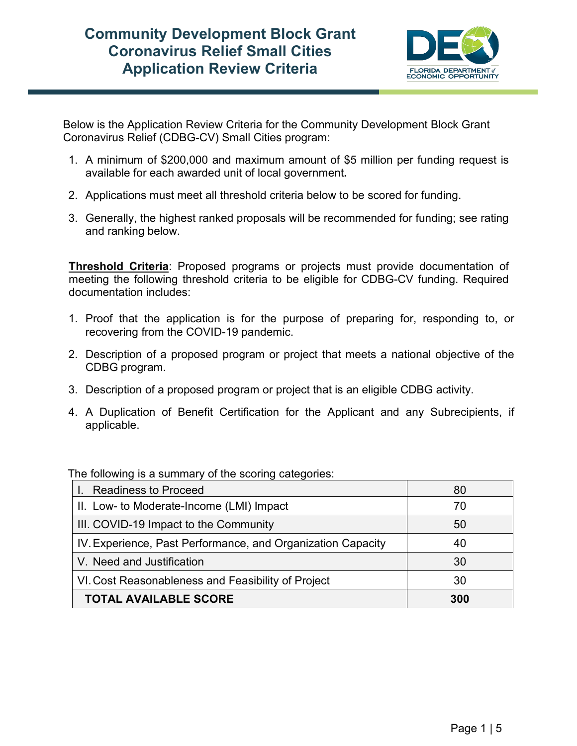# Community Development Block Grant Coronavirus Relief Small Cities Application Review Criteria

Below is the Application Review Criteria for the Community Development Block Grant Coronavirus Relief (CDBG-CV) Small Cities program:

1. A minimum of $200,000 and maximum amount of $5 million per funding request is available for each awarded unit of local government**.**
2. Applications must meet all threshold criteria below to be scored for funding.
3. Generally, the highest ranked proposals will be recommended for funding; see rating and ranking below.

**Threshold Criteria**: Proposed programs or projects must provide documentation of meeting the following threshold criteria to be eligible for CDBG-CV funding. Required documentation includes:

1. Proof that the application is for the purpose of preparing for, responding to, or recovering from the COVID-19 pandemic.
2. Description of a proposed program or project that meets a national objective of the CDBG program.
3. Description of a proposed program or project that is an eligible CDBG activity.
4. A Duplication of Benefit Certification for the Applicant and any Subrecipients, if applicable.

The following is a summary of the scoring categories:

| Category | Points |
|---|---|
| I. Readiness to Proceed | 80 |
| II. Low- to Moderate-Income (LMI) Impact | 70 |
| III. COVID-19 Impact to the Community | 50 |
| IV. Experience, Past Performance, and Organization Capacity | 40 |
| V. Need and Justification | 30 |
| VI. Cost Reasonableness and Feasibility of Project | 30 |
| **TOTAL AVAILABLE SCORE** | **300** |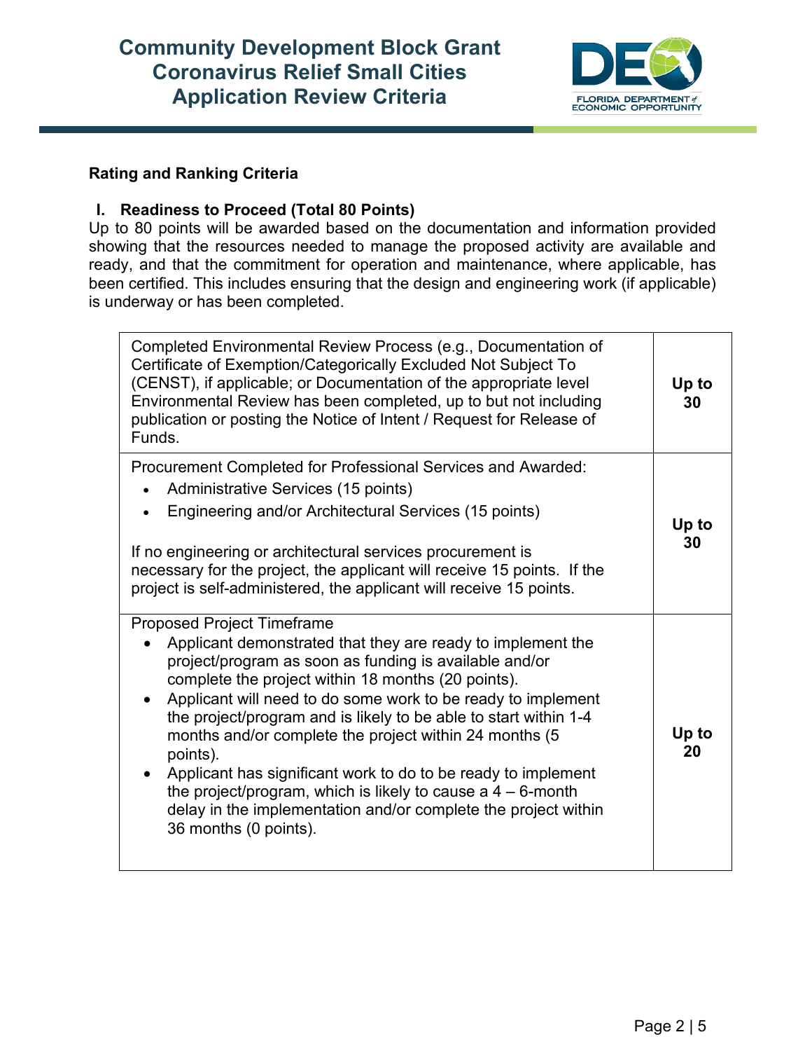# Community Development Block Grant Coronavirus Relief Small Cities Application Review Criteria

**Rating and Ranking Criteria**

## I. Readiness to Proceed (Total 80 Points)

Up to 80 points will be awarded based on the documentation and information provided showing that the resources needed to manage the proposed activity are available and ready, and that the commitment for operation and maintenance, where applicable, has been certified. This includes ensuring that the design and engineering work (if applicable) is underway or has been completed.

| Criteria | Points |
|---|---|
| Completed Environmental Review Process (e.g., Documentation of Certificate of Exemption/Categorically Excluded Not Subject To (CENST), if applicable; or Documentation of the appropriate level Environmental Review has been completed, up to but not including publication or posting the Notice of Intent / Request for Release of Funds. | **Up to 30** |
| Procurement Completed for Professional Services and Awarded:<br>• Administrative Services (15 points)<br>• Engineering and/or Architectural Services (15 points)<br><br>If no engineering or architectural services procurement is necessary for the project, the applicant will receive 15 points. If the project is self-administered, the applicant will receive 15 points. | **Up to 30** |
| Proposed Project Timeframe<br>• Applicant demonstrated that they are ready to implement the project/program as soon as funding is available and/or complete the project within 18 months (20 points).<br>• Applicant will need to do some work to be ready to implement the project/program and is likely to be able to start within 1-4 months and/or complete the project within 24 months (5 points).<br>• Applicant has significant work to do to be ready to implement the project/program, which is likely to cause a 4 – 6-month delay in the implementation and/or complete the project within 36 months (0 points). | **Up to 20** |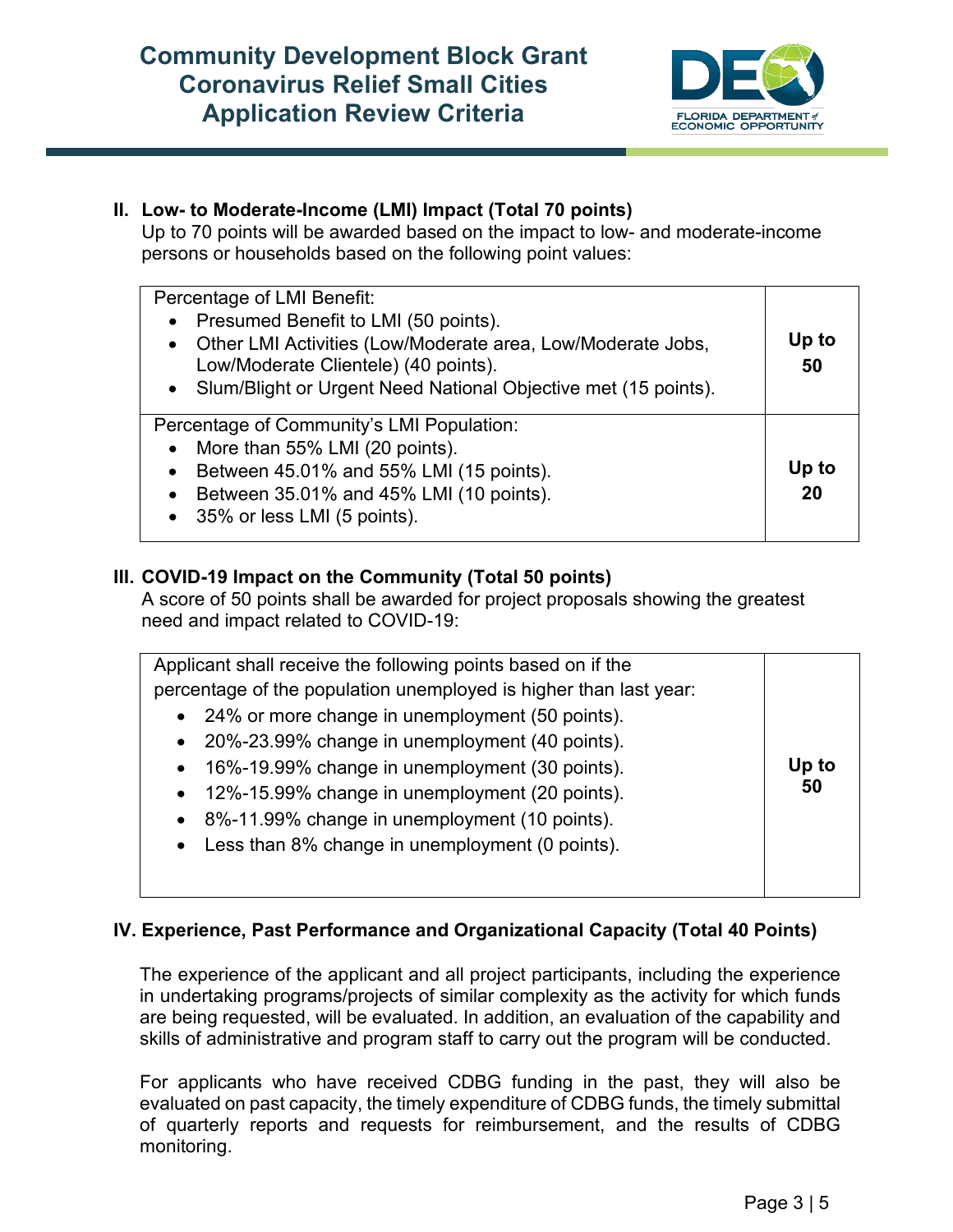# Community Development Block Grant Coronavirus Relief Small Cities Application Review Criteria

## II. Low- to Moderate-Income (LMI) Impact (Total 70 points)

Up to 70 points will be awarded based on the impact to low- and moderate-income persons or households based on the following point values:

| Criteria | Points |
|---|---|
| Percentage of LMI Benefit:<br>• Presumed Benefit to LMI (50 points).<br>• Other LMI Activities (Low/Moderate area, Low/Moderate Jobs, Low/Moderate Clientele) (40 points).<br>• Slum/Blight or Urgent Need National Objective met (15 points). | **Up to 50** |
| Percentage of Community's LMI Population:<br>• More than 55% LMI (20 points).<br>• Between 45.01% and 55% LMI (15 points).<br>• Between 35.01% and 45% LMI (10 points).<br>• 35% or less LMI (5 points). | **Up to 20** |

## III. COVID-19 Impact on the Community (Total 50 points)

A score of 50 points shall be awarded for project proposals showing the greatest need and impact related to COVID-19:

| Criteria | Points |
|---|---|
| Applicant shall receive the following points based on if the percentage of the population unemployed is higher than last year:<br>• 24% or more change in unemployment (50 points).<br>• 20%-23.99% change in unemployment (40 points).<br>• 16%-19.99% change in unemployment (30 points).<br>• 12%-15.99% change in unemployment (20 points).<br>• 8%-11.99% change in unemployment (10 points).<br>• Less than 8% change in unemployment (0 points). | **Up to 50** |

## IV. Experience, Past Performance and Organizational Capacity (Total 40 Points)

The experience of the applicant and all project participants, including the experience in undertaking programs/projects of similar complexity as the activity for which funds are being requested, will be evaluated. In addition, an evaluation of the capability and skills of administrative and program staff to carry out the program will be conducted.

For applicants who have received CDBG funding in the past, they will also be evaluated on past capacity, the timely expenditure of CDBG funds, the timely submittal of quarterly reports and requests for reimbursement, and the results of CDBG monitoring.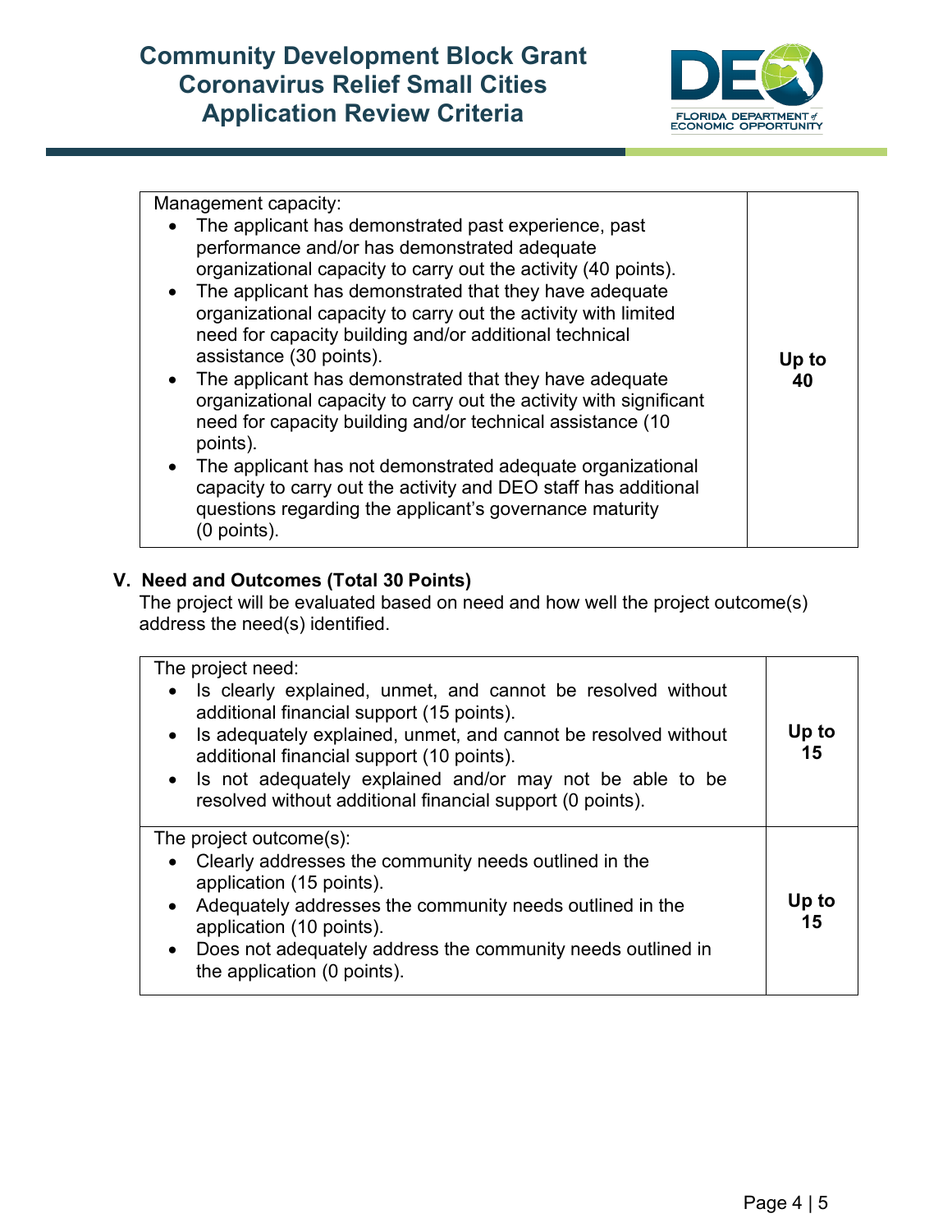| Management capacity: <ul><li>The applicant has demonstrated past experience, past performance and/or has demonstrated adequate organizational capacity to carry out the activity (40 points).</li><li>The applicant has demonstrated that they have adequate organizational capacity to carry out the activity with limited need for capacity building and/or additional technical assistance (30 points).</li><li>The applicant has demonstrated that they have adequate organizational capacity to carry out the activity with significant need for capacity building and/or technical assistance (10 points).</li><li>The applicant has not demonstrated adequate organizational capacity to carry out the activity and DEO staff has additional questions regarding the applicant's governance maturity (0 points).</li></ul> | **Up to 40** |
|---|---|

## V. Need and Outcomes (Total 30 Points)

The project will be evaluated based on need and how well the project outcome(s) address the need(s) identified.

| The project need: <ul><li>Is clearly explained, unmet, and cannot be resolved without additional financial support (15 points).</li><li>Is adequately explained, unmet, and cannot be resolved without additional financial support (10 points).</li><li>Is not adequately explained and/or may not be able to be resolved without additional financial support (0 points).</li></ul> | **Up to 15** |
|---|---|
| The project outcome(s): <ul><li>Clearly addresses the community needs outlined in the application (15 points).</li><li>Adequately addresses the community needs outlined in the application (10 points).</li><li>Does not adequately address the community needs outlined in the application (0 points).</li></ul> | **Up to 15** |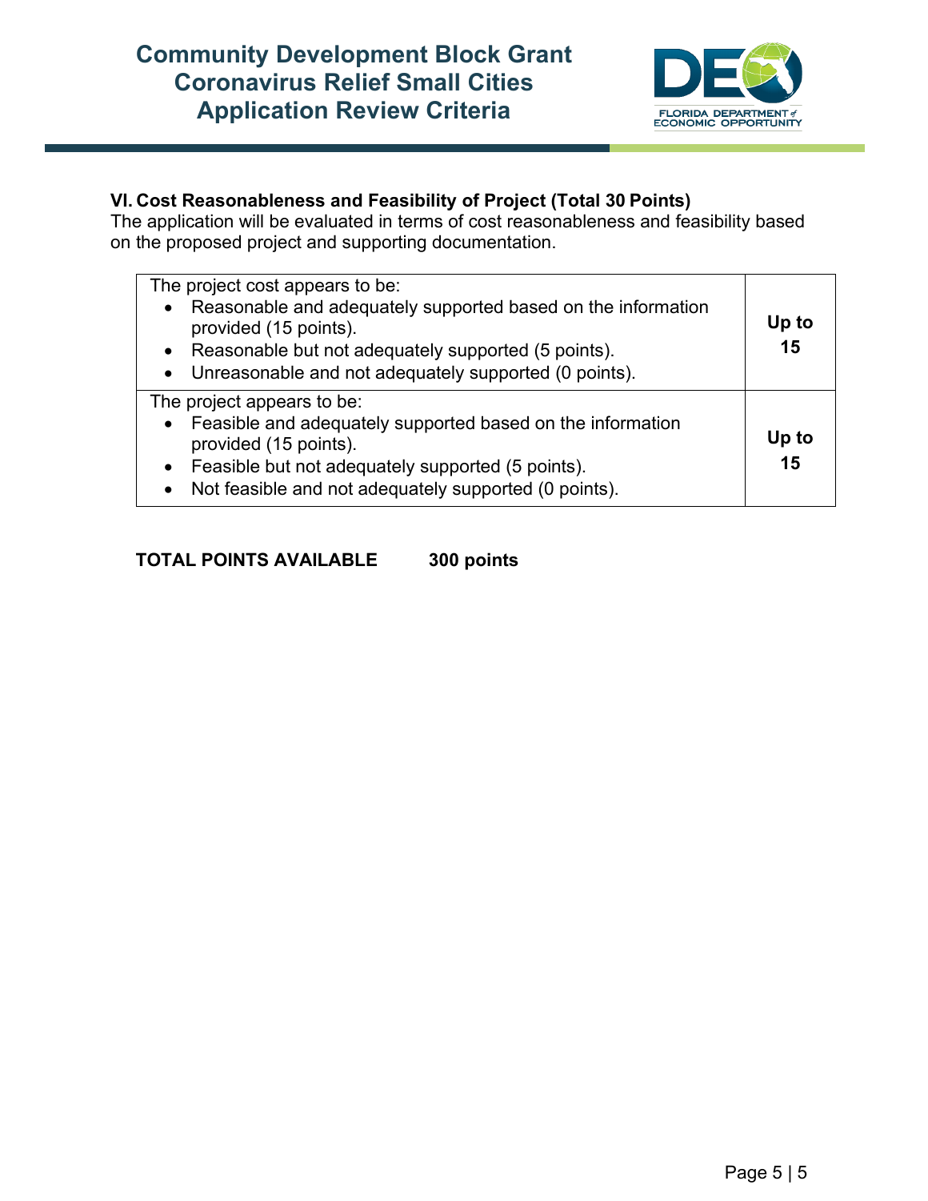### VI. Cost Reasonableness and Feasibility of Project (Total 30 Points)

The application will be evaluated in terms of cost reasonableness and feasibility based on the proposed project and supporting documentation.

| | |
|---|---|
| The project cost appears to be: <br>• Reasonable and adequately supported based on the information provided (15 points). <br>• Reasonable but not adequately supported (5 points). <br>• Unreasonable and not adequately supported (0 points). | **Up to 15** |
| The project appears to be: <br>• Feasible and adequately supported based on the information provided (15 points). <br>• Feasible but not adequately supported (5 points). <br>• Not feasible and not adequately supported (0 points). | **Up to 15** |

**TOTAL POINTS AVAILABLE 300 points**